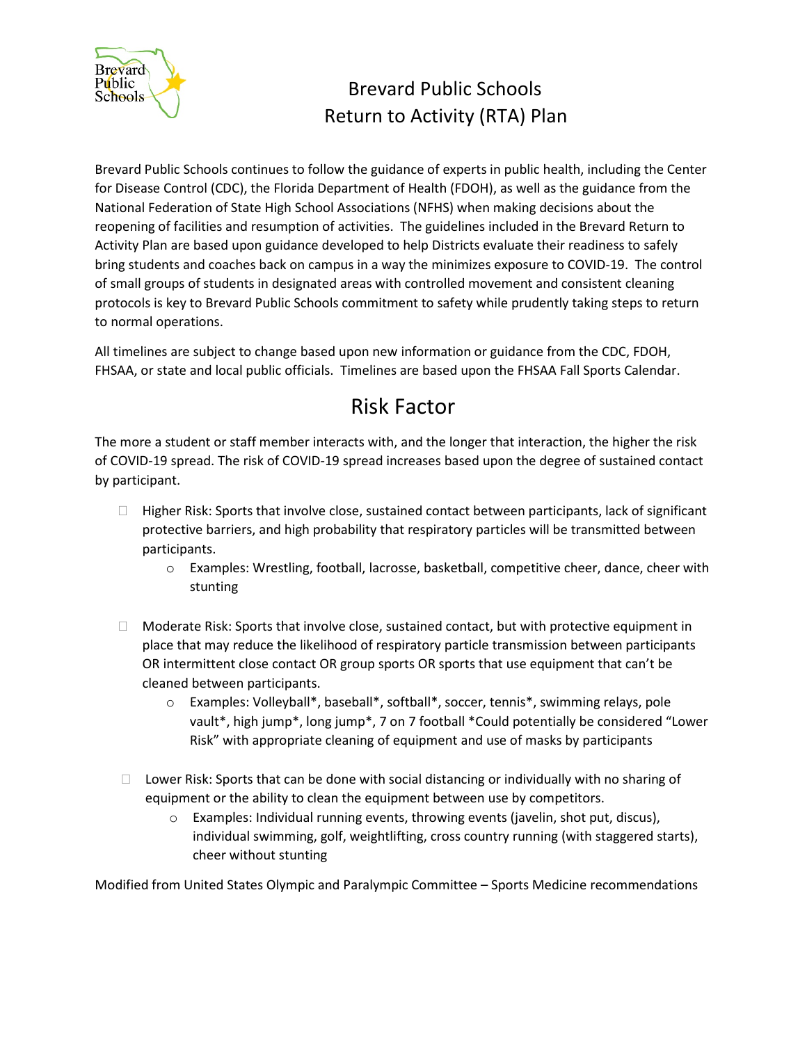# Brevard Public Schools
# Return to Activity (RTA) Plan

Brevard Public Schools continues to follow the guidance of experts in public health, including the Center for Disease Control (CDC), the Florida Department of Health (FDOH), as well as the guidance from the National Federation of State High School Associations (NFHS) when making decisions about the reopening of facilities and resumption of activities. The guidelines included in the Brevard Return to Activity Plan are based upon guidance developed to help Districts evaluate their readiness to safely bring students and coaches back on campus in a way the minimizes exposure to COVID-19. The control of small groups of students in designated areas with controlled movement and consistent cleaning protocols is key to Brevard Public Schools commitment to safety while prudently taking steps to return to normal operations.

All timelines are subject to change based upon new information or guidance from the CDC, FDOH, FHSAA, or state and local public officials. Timelines are based upon the FHSAA Fall Sports Calendar.

## Risk Factor

The more a student or staff member interacts with, and the longer that interaction, the higher the risk of COVID-19 spread. The risk of COVID-19 spread increases based upon the degree of sustained contact by participant.

- Higher Risk: Sports that involve close, sustained contact between participants, lack of significant protective barriers, and high probability that respiratory particles will be transmitted between participants.
  - Examples: Wrestling, football, lacrosse, basketball, competitive cheer, dance, cheer with stunting

- Moderate Risk: Sports that involve close, sustained contact, but with protective equipment in place that may reduce the likelihood of respiratory particle transmission between participants OR intermittent close contact OR group sports OR sports that use equipment that can't be cleaned between participants.
  - Examples: Volleyball*, baseball*, softball*, soccer, tennis*, swimming relays, pole vault*, high jump*, long jump*, 7 on 7 football *Could potentially be considered "Lower Risk" with appropriate cleaning of equipment and use of masks by participants

- Lower Risk: Sports that can be done with social distancing or individually with no sharing of equipment or the ability to clean the equipment between use by competitors.
  - Examples: Individual running events, throwing events (javelin, shot put, discus), individual swimming, golf, weightlifting, cross country running (with staggered starts), cheer without stunting

Modified from United States Olympic and Paralympic Committee – Sports Medicine recommendations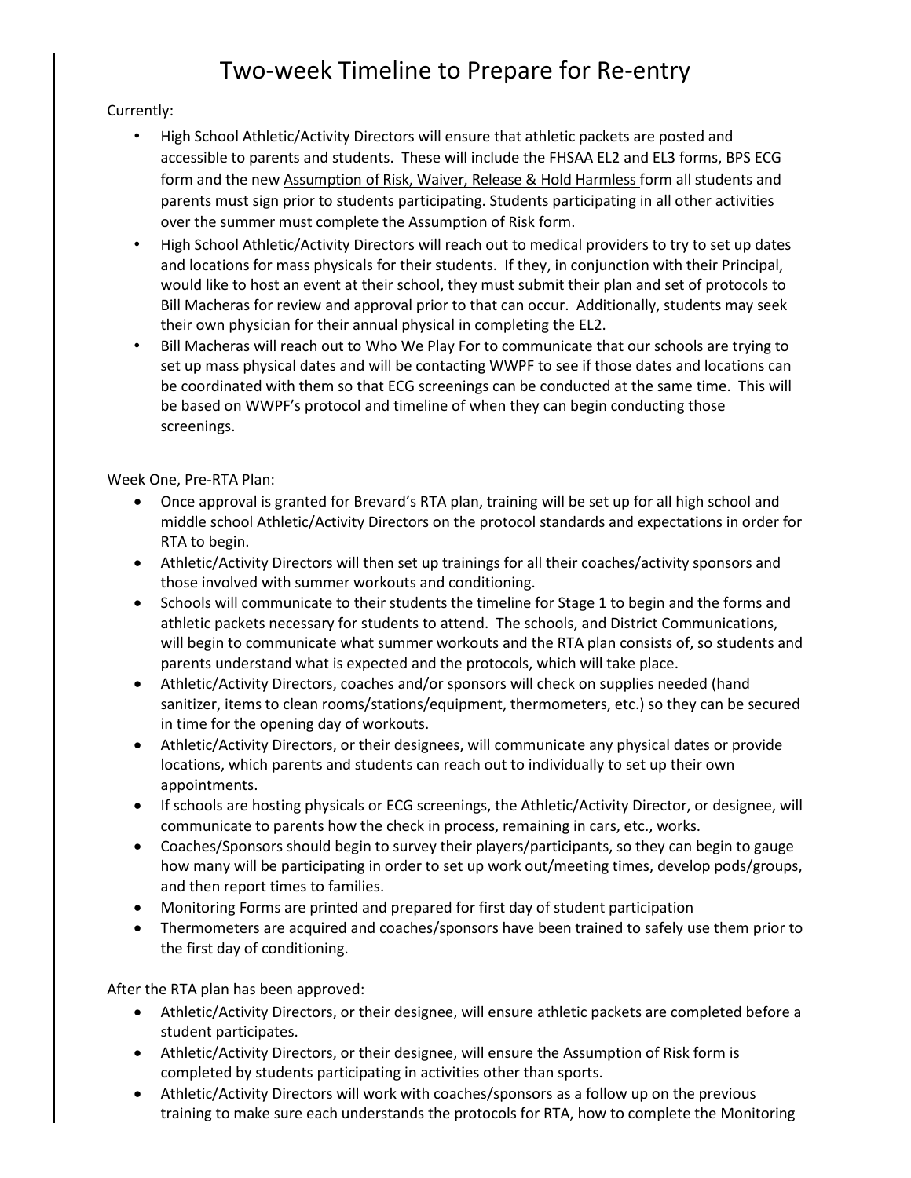# Two-week Timeline to Prepare for Re-entry

Currently:

- High School Athletic/Activity Directors will ensure that athletic packets are posted and accessible to parents and students. These will include the FHSAA EL2 and EL3 forms, BPS ECG form and the new Assumption of Risk, Waiver, Release & Hold Harmless form all students and parents must sign prior to students participating. Students participating in all other activities over the summer must complete the Assumption of Risk form.
- High School Athletic/Activity Directors will reach out to medical providers to try to set up dates and locations for mass physicals for their students. If they, in conjunction with their Principal, would like to host an event at their school, they must submit their plan and set of protocols to Bill Macheras for review and approval prior to that can occur. Additionally, students may seek their own physician for their annual physical in completing the EL2.
- Bill Macheras will reach out to Who We Play For to communicate that our schools are trying to set up mass physical dates and will be contacting WWPF to see if those dates and locations can be coordinated with them so that ECG screenings can be conducted at the same time. This will be based on WWPF's protocol and timeline of when they can begin conducting those screenings.

Week One, Pre-RTA Plan:

- Once approval is granted for Brevard's RTA plan, training will be set up for all high school and middle school Athletic/Activity Directors on the protocol standards and expectations in order for RTA to begin.
- Athletic/Activity Directors will then set up trainings for all their coaches/activity sponsors and those involved with summer workouts and conditioning.
- Schools will communicate to their students the timeline for Stage 1 to begin and the forms and athletic packets necessary for students to attend. The schools, and District Communications, will begin to communicate what summer workouts and the RTA plan consists of, so students and parents understand what is expected and the protocols, which will take place.
- Athletic/Activity Directors, coaches and/or sponsors will check on supplies needed (hand sanitizer, items to clean rooms/stations/equipment, thermometers, etc.) so they can be secured in time for the opening day of workouts.
- Athletic/Activity Directors, or their designees, will communicate any physical dates or provide locations, which parents and students can reach out to individually to set up their own appointments.
- If schools are hosting physicals or ECG screenings, the Athletic/Activity Director, or designee, will communicate to parents how the check in process, remaining in cars, etc., works.
- Coaches/Sponsors should begin to survey their players/participants, so they can begin to gauge how many will be participating in order to set up work out/meeting times, develop pods/groups, and then report times to families.
- Monitoring Forms are printed and prepared for first day of student participation
- Thermometers are acquired and coaches/sponsors have been trained to safely use them prior to the first day of conditioning.

After the RTA plan has been approved:

- Athletic/Activity Directors, or their designee, will ensure athletic packets are completed before a student participates.
- Athletic/Activity Directors, or their designee, will ensure the Assumption of Risk form is completed by students participating in activities other than sports.
- Athletic/Activity Directors will work with coaches/sponsors as a follow up on the previous training to make sure each understands the protocols for RTA, how to complete the Monitoring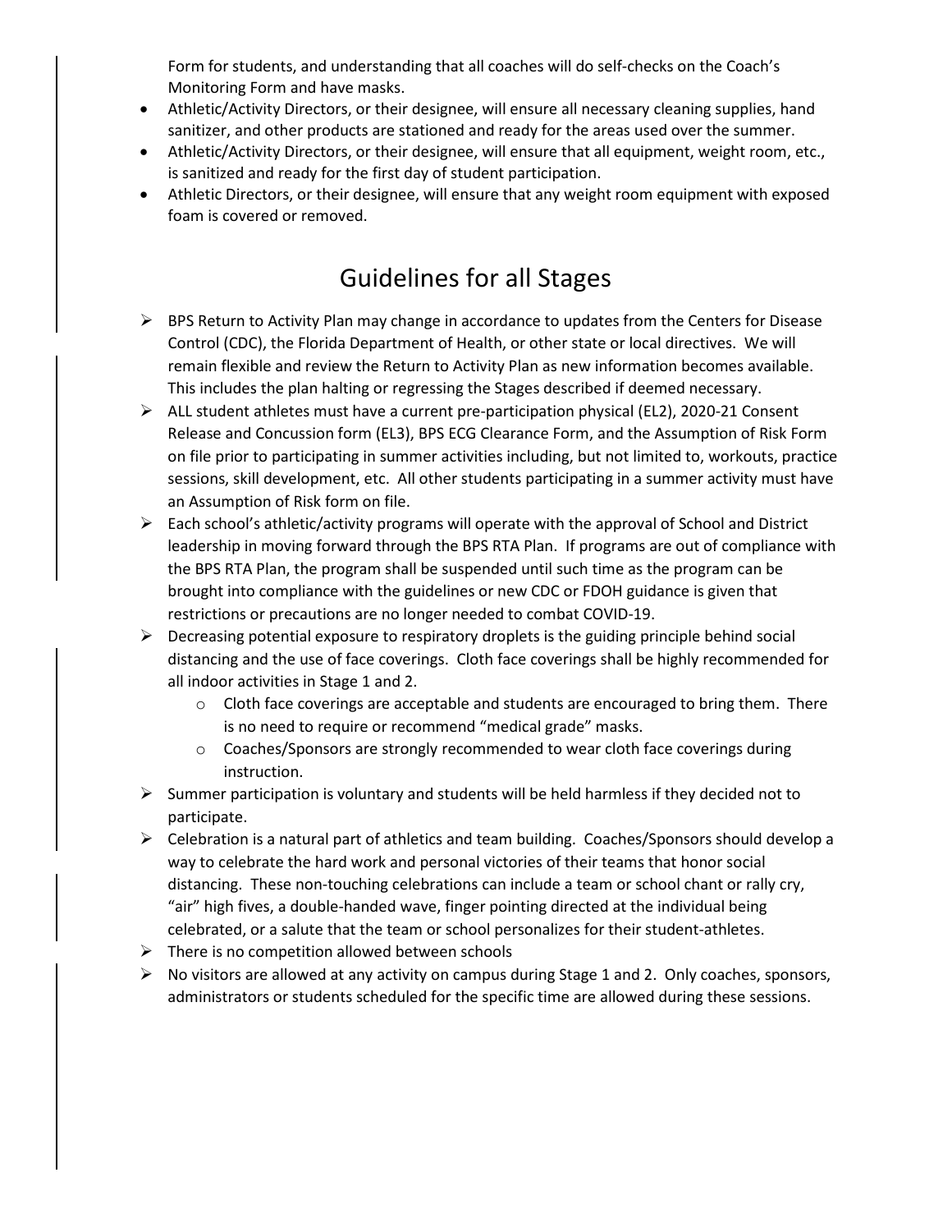Form for students, and understanding that all coaches will do self-checks on the Coach's Monitoring Form and have masks.

- Athletic/Activity Directors, or their designee, will ensure all necessary cleaning supplies, hand sanitizer, and other products are stationed and ready for the areas used over the summer.
- Athletic/Activity Directors, or their designee, will ensure that all equipment, weight room, etc., is sanitized and ready for the first day of student participation.
- Athletic Directors, or their designee, will ensure that any weight room equipment with exposed foam is covered or removed.

# Guidelines for all Stages

- BPS Return to Activity Plan may change in accordance to updates from the Centers for Disease Control (CDC), the Florida Department of Health, or other state or local directives. We will remain flexible and review the Return to Activity Plan as new information becomes available. This includes the plan halting or regressing the Stages described if deemed necessary.
- ALL student athletes must have a current pre-participation physical (EL2), 2020-21 Consent Release and Concussion form (EL3), BPS ECG Clearance Form, and the Assumption of Risk Form on file prior to participating in summer activities including, but not limited to, workouts, practice sessions, skill development, etc. All other students participating in a summer activity must have an Assumption of Risk form on file.
- Each school's athletic/activity programs will operate with the approval of School and District leadership in moving forward through the BPS RTA Plan. If programs are out of compliance with the BPS RTA Plan, the program shall be suspended until such time as the program can be brought into compliance with the guidelines or new CDC or FDOH guidance is given that restrictions or precautions are no longer needed to combat COVID-19.
- Decreasing potential exposure to respiratory droplets is the guiding principle behind social distancing and the use of face coverings. Cloth face coverings shall be highly recommended for all indoor activities in Stage 1 and 2.
  - Cloth face coverings are acceptable and students are encouraged to bring them. There is no need to require or recommend "medical grade" masks.
  - Coaches/Sponsors are strongly recommended to wear cloth face coverings during instruction.
- Summer participation is voluntary and students will be held harmless if they decided not to participate.
- Celebration is a natural part of athletics and team building. Coaches/Sponsors should develop a way to celebrate the hard work and personal victories of their teams that honor social distancing. These non-touching celebrations can include a team or school chant or rally cry, "air" high fives, a double-handed wave, finger pointing directed at the individual being celebrated, or a salute that the team or school personalizes for their student-athletes.
- There is no competition allowed between schools
- No visitors are allowed at any activity on campus during Stage 1 and 2. Only coaches, sponsors, administrators or students scheduled for the specific time are allowed during these sessions.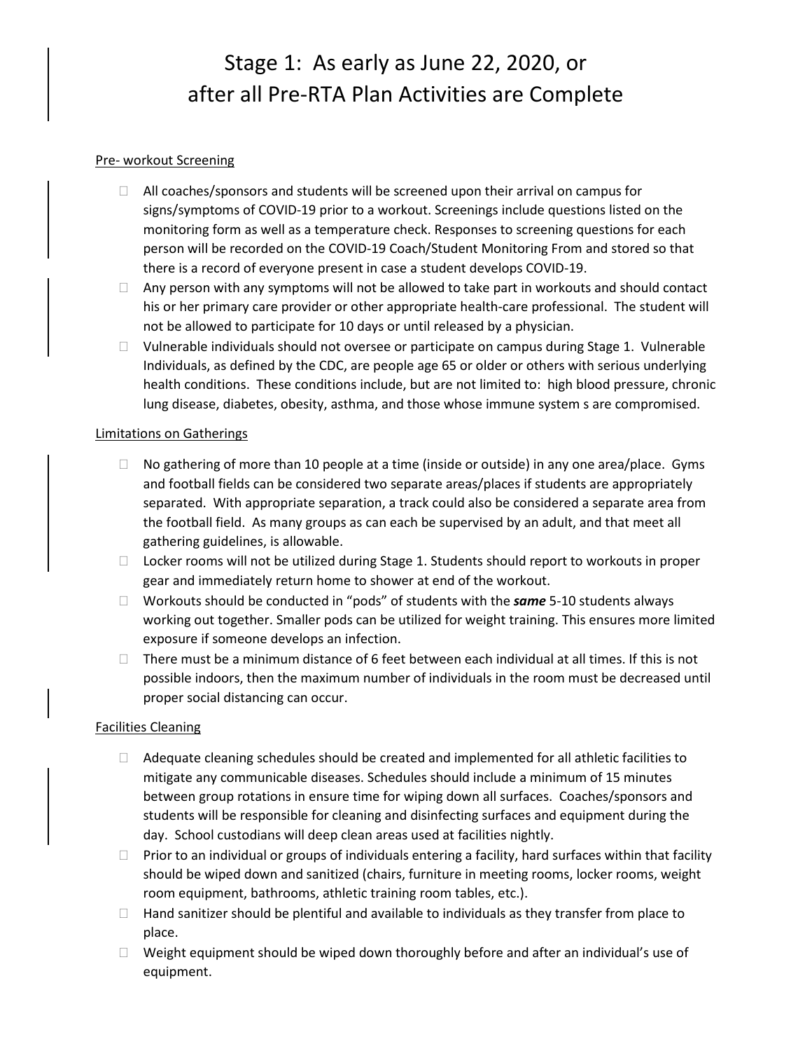# Stage 1: As early as June 22, 2020, or after all Pre-RTA Plan Activities are Complete

Pre- workout Screening

- All coaches/sponsors and students will be screened upon their arrival on campus for signs/symptoms of COVID-19 prior to a workout. Screenings include questions listed on the monitoring form as well as a temperature check. Responses to screening questions for each person will be recorded on the COVID-19 Coach/Student Monitoring From and stored so that there is a record of everyone present in case a student develops COVID-19.
- Any person with any symptoms will not be allowed to take part in workouts and should contact his or her primary care provider or other appropriate health-care professional. The student will not be allowed to participate for 10 days or until released by a physician.
- Vulnerable individuals should not oversee or participate on campus during Stage 1. Vulnerable Individuals, as defined by the CDC, are people age 65 or older or others with serious underlying health conditions. These conditions include, but are not limited to: high blood pressure, chronic lung disease, diabetes, obesity, asthma, and those whose immune system s are compromised.

Limitations on Gatherings

- No gathering of more than 10 people at a time (inside or outside) in any one area/place. Gyms and football fields can be considered two separate areas/places if students are appropriately separated. With appropriate separation, a track could also be considered a separate area from the football field. As many groups as can each be supervised by an adult, and that meet all gathering guidelines, is allowable.
- Locker rooms will not be utilized during Stage 1. Students should report to workouts in proper gear and immediately return home to shower at end of the workout.
- Workouts should be conducted in "pods" of students with the ***same*** 5-10 students always working out together. Smaller pods can be utilized for weight training. This ensures more limited exposure if someone develops an infection.
- There must be a minimum distance of 6 feet between each individual at all times. If this is not possible indoors, then the maximum number of individuals in the room must be decreased until proper social distancing can occur.

Facilities Cleaning

- Adequate cleaning schedules should be created and implemented for all athletic facilities to mitigate any communicable diseases. Schedules should include a minimum of 15 minutes between group rotations in ensure time for wiping down all surfaces. Coaches/sponsors and students will be responsible for cleaning and disinfecting surfaces and equipment during the day. School custodians will deep clean areas used at facilities nightly.
- Prior to an individual or groups of individuals entering a facility, hard surfaces within that facility should be wiped down and sanitized (chairs, furniture in meeting rooms, locker rooms, weight room equipment, bathrooms, athletic training room tables, etc.).
- Hand sanitizer should be plentiful and available to individuals as they transfer from place to place.
- Weight equipment should be wiped down thoroughly before and after an individual's use of equipment.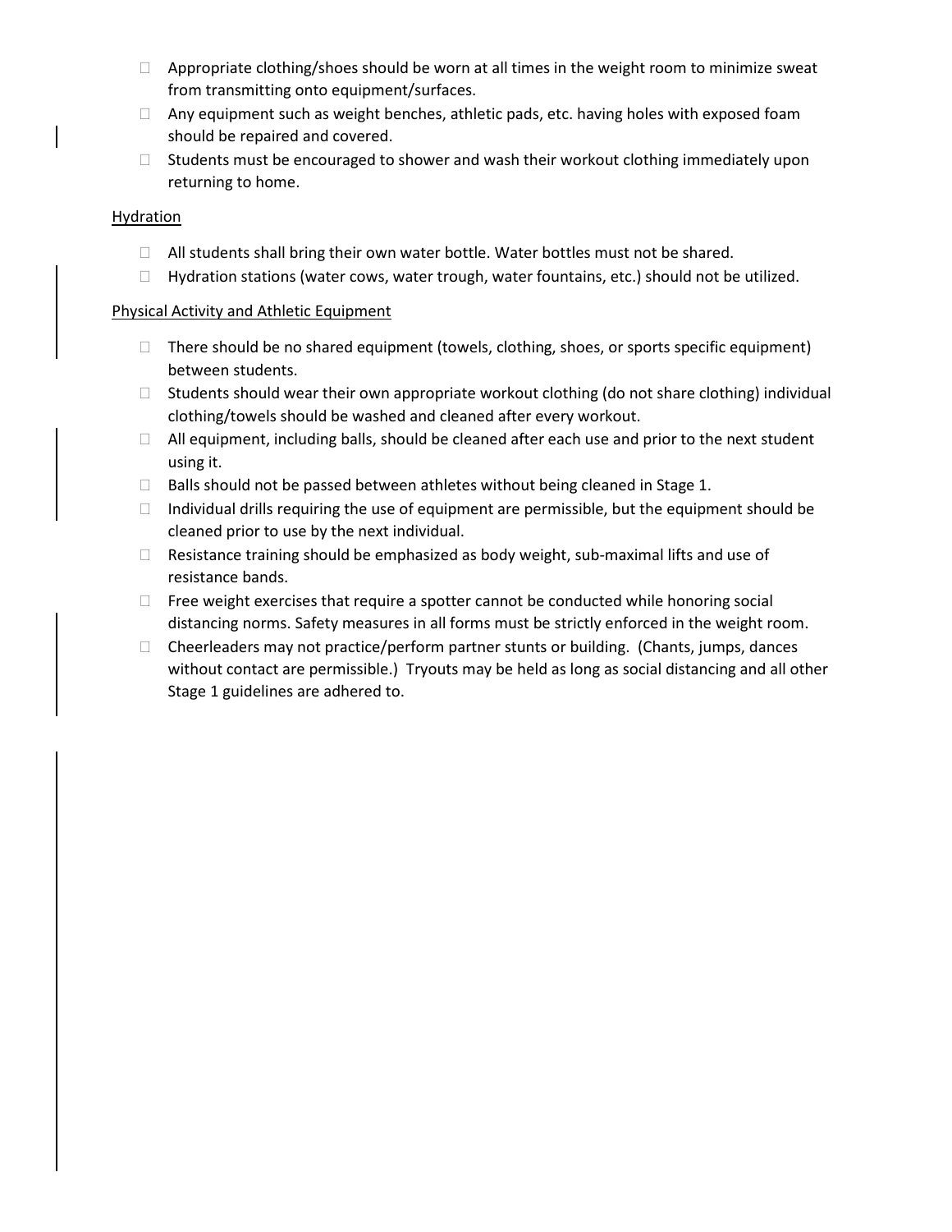- Appropriate clothing/shoes should be worn at all times in the weight room to minimize sweat from transmitting onto equipment/surfaces.
- Any equipment such as weight benches, athletic pads, etc. having holes with exposed foam should be repaired and covered.
- Students must be encouraged to shower and wash their workout clothing immediately upon returning to home.

<u>Hydration</u>

- All students shall bring their own water bottle. Water bottles must not be shared.
- Hydration stations (water cows, water trough, water fountains, etc.) should not be utilized.

<u>Physical Activity and Athletic Equipment</u>

- There should be no shared equipment (towels, clothing, shoes, or sports specific equipment) between students.
- Students should wear their own appropriate workout clothing (do not share clothing) individual clothing/towels should be washed and cleaned after every workout.
- All equipment, including balls, should be cleaned after each use and prior to the next student using it.
- Balls should not be passed between athletes without being cleaned in Stage 1.
- Individual drills requiring the use of equipment are permissible, but the equipment should be cleaned prior to use by the next individual.
- Resistance training should be emphasized as body weight, sub-maximal lifts and use of resistance bands.
- Free weight exercises that require a spotter cannot be conducted while honoring social distancing norms. Safety measures in all forms must be strictly enforced in the weight room.
- Cheerleaders may not practice/perform partner stunts or building. (Chants, jumps, dances without contact are permissible.) Tryouts may be held as long as social distancing and all other Stage 1 guidelines are adhered to.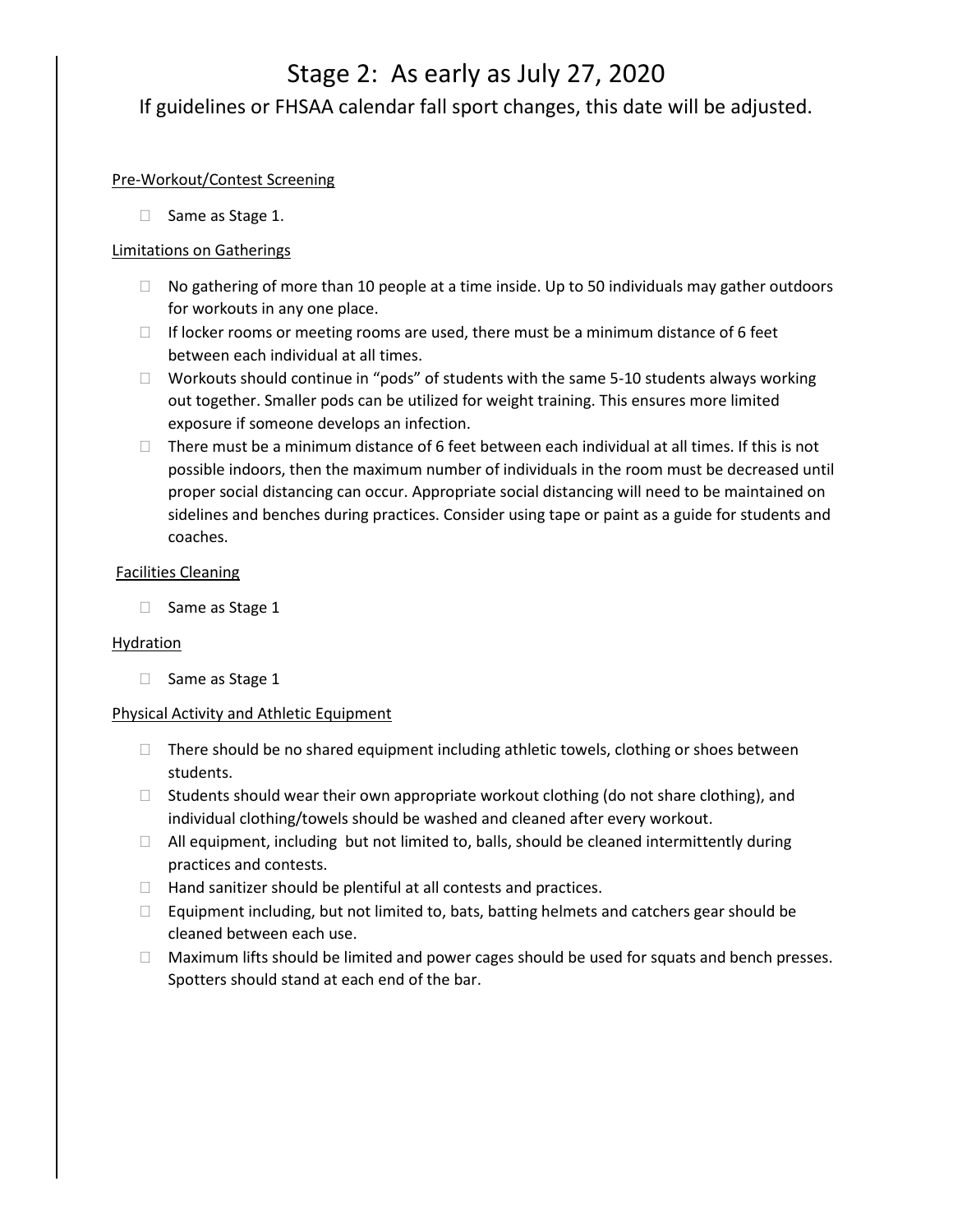# Stage 2: As early as July 27, 2020

If guidelines or FHSAA calendar fall sport changes, this date will be adjusted.

Pre-Workout/Contest Screening

- Same as Stage 1.

Limitations on Gatherings

- No gathering of more than 10 people at a time inside. Up to 50 individuals may gather outdoors for workouts in any one place.
- If locker rooms or meeting rooms are used, there must be a minimum distance of 6 feet between each individual at all times.
- Workouts should continue in "pods" of students with the same 5-10 students always working out together. Smaller pods can be utilized for weight training. This ensures more limited exposure if someone develops an infection.
- There must be a minimum distance of 6 feet between each individual at all times. If this is not possible indoors, then the maximum number of individuals in the room must be decreased until proper social distancing can occur. Appropriate social distancing will need to be maintained on sidelines and benches during practices. Consider using tape or paint as a guide for students and coaches.

Facilities Cleaning

- Same as Stage 1

Hydration

- Same as Stage 1

Physical Activity and Athletic Equipment

- There should be no shared equipment including athletic towels, clothing or shoes between students.
- Students should wear their own appropriate workout clothing (do not share clothing), and individual clothing/towels should be washed and cleaned after every workout.
- All equipment, including but not limited to, balls, should be cleaned intermittently during practices and contests.
- Hand sanitizer should be plentiful at all contests and practices.
- Equipment including, but not limited to, bats, batting helmets and catchers gear should be cleaned between each use.
- Maximum lifts should be limited and power cages should be used for squats and bench presses. Spotters should stand at each end of the bar.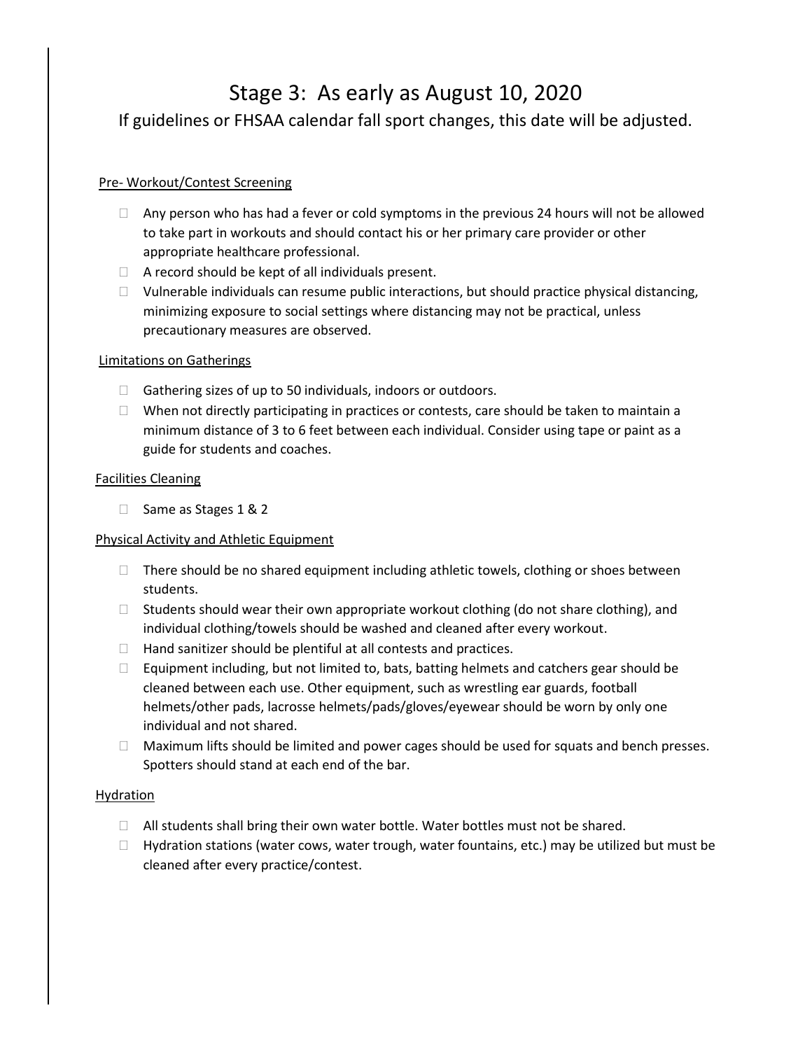# Stage 3: As early as August 10, 2020

If guidelines or FHSAA calendar fall sport changes, this date will be adjusted.

<u>Pre- Workout/Contest Screening</u>

- Any person who has had a fever or cold symptoms in the previous 24 hours will not be allowed to take part in workouts and should contact his or her primary care provider or other appropriate healthcare professional.
- A record should be kept of all individuals present.
- Vulnerable individuals can resume public interactions, but should practice physical distancing, minimizing exposure to social settings where distancing may not be practical, unless precautionary measures are observed.

<u>Limitations on Gatherings</u>

- Gathering sizes of up to 50 individuals, indoors or outdoors.
- When not directly participating in practices or contests, care should be taken to maintain a minimum distance of 3 to 6 feet between each individual. Consider using tape or paint as a guide for students and coaches.

<u>Facilities Cleaning</u>

- Same as Stages 1 & 2

<u>Physical Activity and Athletic Equipment</u>

- There should be no shared equipment including athletic towels, clothing or shoes between students.
- Students should wear their own appropriate workout clothing (do not share clothing), and individual clothing/towels should be washed and cleaned after every workout.
- Hand sanitizer should be plentiful at all contests and practices.
- Equipment including, but not limited to, bats, batting helmets and catchers gear should be cleaned between each use. Other equipment, such as wrestling ear guards, football helmets/other pads, lacrosse helmets/pads/gloves/eyewear should be worn by only one individual and not shared.
- Maximum lifts should be limited and power cages should be used for squats and bench presses. Spotters should stand at each end of the bar.

<u>Hydration</u>

- All students shall bring their own water bottle. Water bottles must not be shared.
- Hydration stations (water cows, water trough, water fountains, etc.) may be utilized but must be cleaned after every practice/contest.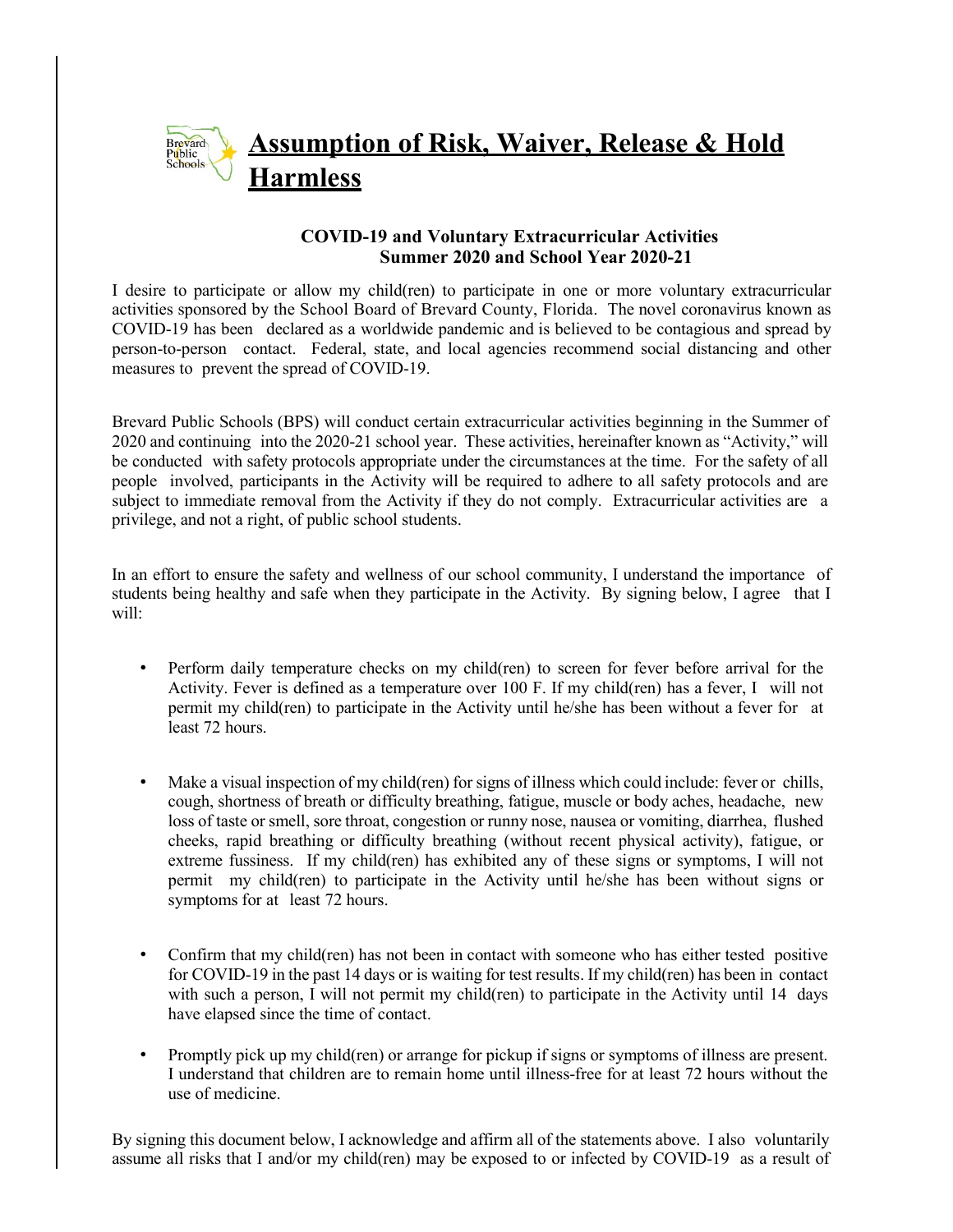# Assumption of Risk, Waiver, Release & Hold Harmless

**COVID-19 and Voluntary Extracurricular Activities**
**Summer 2020 and School Year 2020-21**

I desire to participate or allow my child(ren) to participate in one or more voluntary extracurricular activities sponsored by the School Board of Brevard County, Florida. The novel coronavirus known as COVID-19 has been declared as a worldwide pandemic and is believed to be contagious and spread by person-to-person contact. Federal, state, and local agencies recommend social distancing and other measures to prevent the spread of COVID-19.

Brevard Public Schools (BPS) will conduct certain extracurricular activities beginning in the Summer of 2020 and continuing into the 2020-21 school year. These activities, hereinafter known as "Activity," will be conducted with safety protocols appropriate under the circumstances at the time. For the safety of all people involved, participants in the Activity will be required to adhere to all safety protocols and are subject to immediate removal from the Activity if they do not comply. Extracurricular activities are a privilege, and not a right, of public school students.

In an effort to ensure the safety and wellness of our school community, I understand the importance of students being healthy and safe when they participate in the Activity. By signing below, I agree that I will:

- Perform daily temperature checks on my child(ren) to screen for fever before arrival for the Activity. Fever is defined as a temperature over 100 F. If my child(ren) has a fever, I will not permit my child(ren) to participate in the Activity until he/she has been without a fever for at least 72 hours.

- Make a visual inspection of my child(ren) for signs of illness which could include: fever or chills, cough, shortness of breath or difficulty breathing, fatigue, muscle or body aches, headache, new loss of taste or smell, sore throat, congestion or runny nose, nausea or vomiting, diarrhea, flushed cheeks, rapid breathing or difficulty breathing (without recent physical activity), fatigue, or extreme fussiness. If my child(ren) has exhibited any of these signs or symptoms, I will not permit my child(ren) to participate in the Activity until he/she has been without signs or symptoms for at least 72 hours.

- Confirm that my child(ren) has not been in contact with someone who has either tested positive for COVID-19 in the past 14 days or is waiting for test results. If my child(ren) has been in contact with such a person, I will not permit my child(ren) to participate in the Activity until 14 days have elapsed since the time of contact.

- Promptly pick up my child(ren) or arrange for pickup if signs or symptoms of illness are present. I understand that children are to remain home until illness-free for at least 72 hours without the use of medicine.

By signing this document below, I acknowledge and affirm all of the statements above. I also voluntarily assume all risks that I and/or my child(ren) may be exposed to or infected by COVID-19 as a result of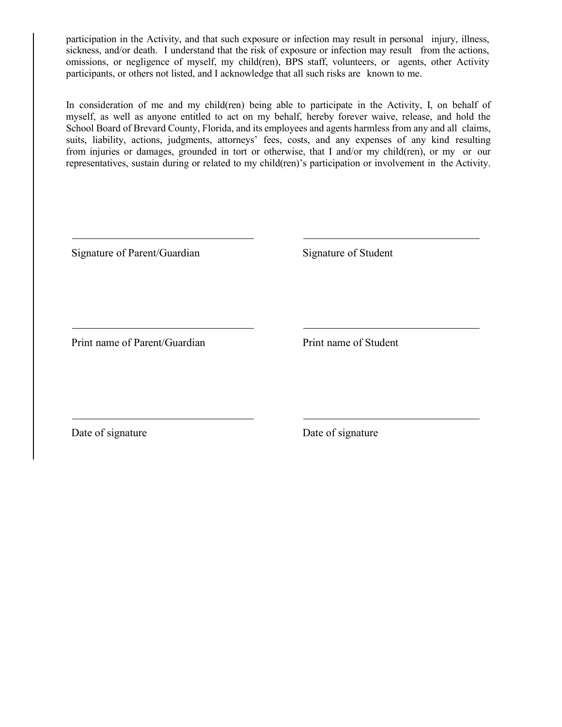participation in the Activity, and that such exposure or infection may result in personal injury, illness, sickness, and/or death. I understand that the risk of exposure or infection may result from the actions, omissions, or negligence of myself, my child(ren), BPS staff, volunteers, or agents, other Activity participants, or others not listed, and I acknowledge that all such risks are known to me.

In consideration of me and my child(ren) being able to participate in the Activity, I, on behalf of myself, as well as anyone entitled to act on my behalf, hereby forever waive, release, and hold the School Board of Brevard County, Florida, and its employees and agents harmless from any and all claims, suits, liability, actions, judgments, attorneys' fees, costs, and any expenses of any kind resulting from injuries or damages, grounded in tort or otherwise, that I and/or my child(ren), or my or our representatives, sustain during or related to my child(ren)'s participation or involvement in the Activity.

\_\_\_\_\_\_\_\_\_\_\_\_\_\_\_\_\_\_\_\_\_\_\_\_\_\_\_\_\_\_\_\_\_\_

Signature of Parent/Guardian

\_\_\_\_\_\_\_\_\_\_\_\_\_\_\_\_\_\_\_\_\_\_\_\_\_\_\_\_\_\_\_\_\_\_

Signature of Student

\_\_\_\_\_\_\_\_\_\_\_\_\_\_\_\_\_\_\_\_\_\_\_\_\_\_\_\_\_\_\_\_\_\_

Print name of Parent/Guardian

\_\_\_\_\_\_\_\_\_\_\_\_\_\_\_\_\_\_\_\_\_\_\_\_\_\_\_\_\_\_\_\_\_\_

Print name of Student

\_\_\_\_\_\_\_\_\_\_\_\_\_\_\_\_\_\_\_\_\_\_\_\_\_\_\_\_\_\_\_\_\_\_

Date of signature

\_\_\_\_\_\_\_\_\_\_\_\_\_\_\_\_\_\_\_\_\_\_\_\_\_\_\_\_\_\_\_\_\_\_

Date of signature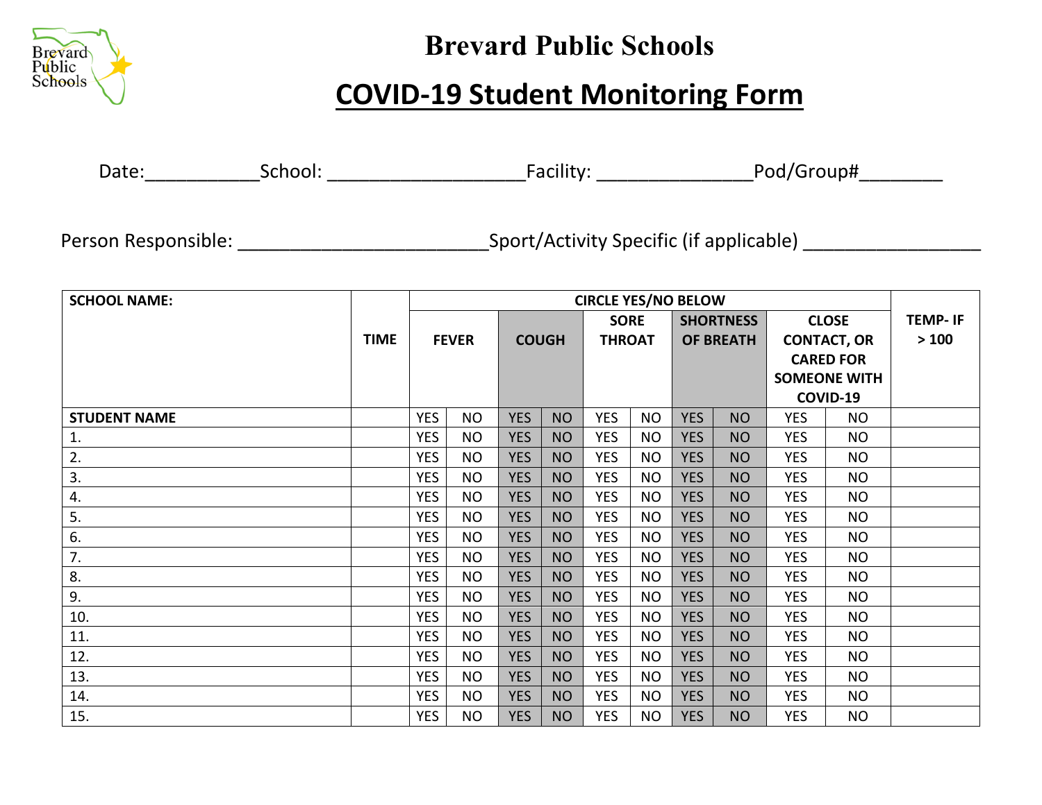# Brevard Public Schools

## COVID-19 Student Monitoring Form

Date:___________School: ___________________Facility: _______________Pod/Group#________

Person Responsible: ________________________Sport/Activity Specific (if applicable) _________________

| SCHOOL NAME: | TIME | CIRCLE YES/NO BELOW | | | | | | | | | | TEMP- IF > 100 |
|---|---|---|---|---|---|---|---|---|---|---|---|---|
| | | FEVER | | COUGH | | SORE THROAT | | SHORTNESS OF BREATH | | CLOSE CONTACT, OR CARED FOR SOMEONE WITH COVID-19 | | |
| STUDENT NAME | | YES | NO | YES | NO | YES | NO | YES | NO | YES | NO | |
| 1. | | YES | NO | YES | NO | YES | NO | YES | NO | YES | NO | |
| 2. | | YES | NO | YES | NO | YES | NO | YES | NO | YES | NO | |
| 3. | | YES | NO | YES | NO | YES | NO | YES | NO | YES | NO | |
| 4. | | YES | NO | YES | NO | YES | NO | YES | NO | YES | NO | |
| 5. | | YES | NO | YES | NO | YES | NO | YES | NO | YES | NO | |
| 6. | | YES | NO | YES | NO | YES | NO | YES | NO | YES | NO | |
| 7. | | YES | NO | YES | NO | YES | NO | YES | NO | YES | NO | |
| 8. | | YES | NO | YES | NO | YES | NO | YES | NO | YES | NO | |
| 9. | | YES | NO | YES | NO | YES | NO | YES | NO | YES | NO | |
| 10. | | YES | NO | YES | NO | YES | NO | YES | NO | YES | NO | |
| 11. | | YES | NO | YES | NO | YES | NO | YES | NO | YES | NO | |
| 12. | | YES | NO | YES | NO | YES | NO | YES | NO | YES | NO | |
| 13. | | YES | NO | YES | NO | YES | NO | YES | NO | YES | NO | |
| 14. | | YES | NO | YES | NO | YES | NO | YES | NO | YES | NO | |
| 15. | | YES | NO | YES | NO | YES | NO | YES | NO | YES | NO | |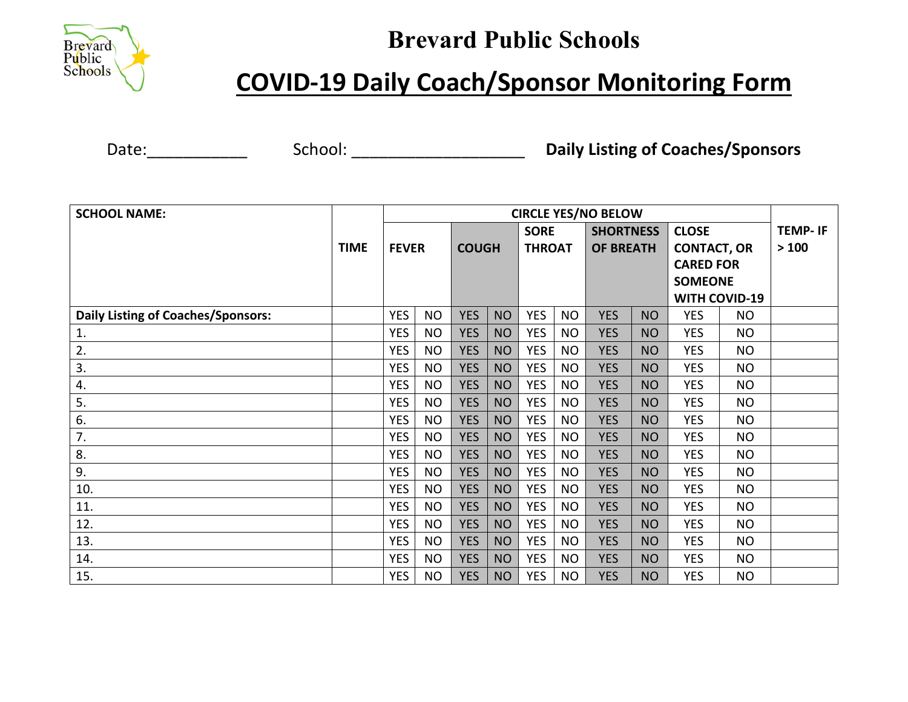# Brevard Public Schools

## COVID-19 Daily Coach/Sponsor Monitoring Form

Date:___________ School: ___________________ **Daily Listing of Coaches/Sponsors**

| **SCHOOL NAME:** | **TIME** | **CIRCLE YES/NO BELOW** | | | | | | | | | | **TEMP- IF > 100** |
|---|---|---|---|---|---|---|---|---|---|---|---|---|
| | | **FEVER** | | **COUGH** | | **SORE THROAT** | | **SHORTNESS OF BREATH** | | **CLOSE CONTACT, OR CARED FOR SOMEONE WITH COVID-19** | | |
| **Daily Listing of Coaches/Sponsors:** | | YES | NO | YES | NO | YES | NO | YES | NO | YES | NO | |
| 1. | | YES | NO | YES | NO | YES | NO | YES | NO | YES | NO | |
| 2. | | YES | NO | YES | NO | YES | NO | YES | NO | YES | NO | |
| 3. | | YES | NO | YES | NO | YES | NO | YES | NO | YES | NO | |
| 4. | | YES | NO | YES | NO | YES | NO | YES | NO | YES | NO | |
| 5. | | YES | NO | YES | NO | YES | NO | YES | NO | YES | NO | |
| 6. | | YES | NO | YES | NO | YES | NO | YES | NO | YES | NO | |
| 7. | | YES | NO | YES | NO | YES | NO | YES | NO | YES | NO | |
| 8. | | YES | NO | YES | NO | YES | NO | YES | NO | YES | NO | |
| 9. | | YES | NO | YES | NO | YES | NO | YES | NO | YES | NO | |
| 10. | | YES | NO | YES | NO | YES | NO | YES | NO | YES | NO | |
| 11. | | YES | NO | YES | NO | YES | NO | YES | NO | YES | NO | |
| 12. | | YES | NO | YES | NO | YES | NO | YES | NO | YES | NO | |
| 13. | | YES | NO | YES | NO | YES | NO | YES | NO | YES | NO | |
| 14. | | YES | NO | YES | NO | YES | NO | YES | NO | YES | NO | |
| 15. | | YES | NO | YES | NO | YES | NO | YES | NO | YES | NO | |